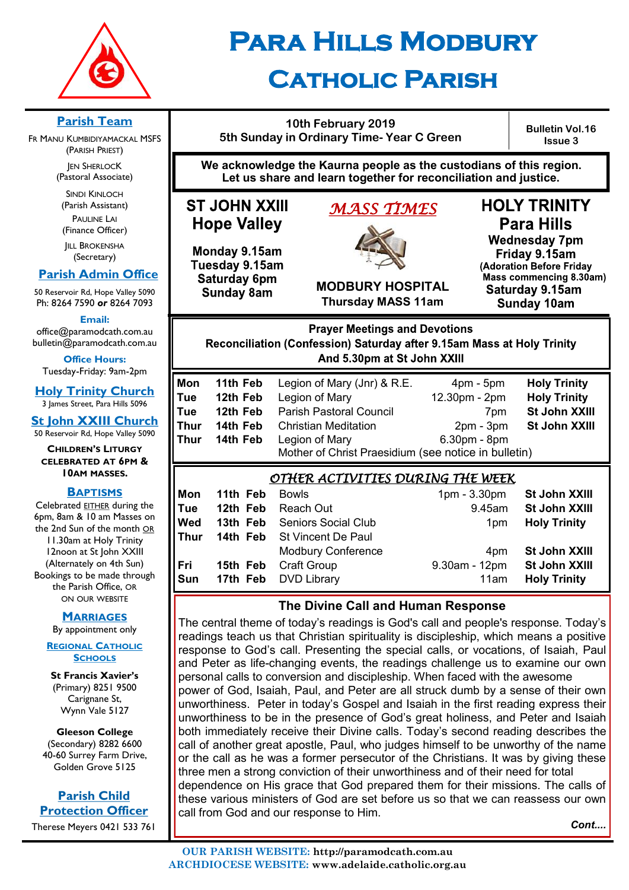# Para Hills Modbury Catholic Parish

10th February 2019
5th Sunday in Ordinary Time- Year C Green

Bulletin Vol.16 Issue 3

**We acknowledge the Kaurna people as the custodians of this region. Let us share and learn together for reconciliation and justice.**

## MASS TIMES

**ST JOHN XXIII Hope Valley**
Monday 9.15am
Tuesday 9.15am
Saturday 6pm
Sunday 8am

**MODBURY HOSPITAL**
Thursday MASS 11am

**HOLY TRINITY Para Hills**
Wednesday 7pm
Friday 9.15am
(Adoration Before Friday Mass commencing 8.30am)
Saturday 9.15am
Sunday 10am

**Prayer Meetings and Devotions**
**Reconciliation (Confession) Saturday after 9.15am Mass at Holy Trinity And 5.30pm at St John XXIII**

| | | | | |
|---|---|---|---|---|
| **Mon** | **11th Feb** | Legion of Mary (Jnr) & R.E. | 4pm - 5pm | **Holy Trinity** |
| **Tue** | **12th Feb** | Legion of Mary | 12.30pm - 2pm | **Holy Trinity** |
| **Tue** | **12th Feb** | Parish Pastoral Council | 7pm | **St John XXIII** |
| **Thur** | **14th Feb** | Christian Meditation | 2pm - 3pm | **St John XXIII** |
| **Thur** | **14th Feb** | Legion of Mary | 6.30pm - 8pm | |
| | | Mother of Christ Praesidium (see notice in bulletin) | | |

## OTHER ACTIVITIES DURING THE WEEK

| | | | | |
|---|---|---|---|---|
| **Mon** | **11th Feb** | Bowls | 1pm - 3.30pm | **St John XXIII** |
| **Tue** | **12th Feb** | Reach Out | 9.45am | **St John XXIII** |
| **Wed** | **13th Feb** | Seniors Social Club | 1pm | **Holy Trinity** |
| **Thur** | **14th Feb** | St Vincent De Paul Modbury Conference | 4pm | **St John XXIII** |
| **Fri** | **15th Feb** | Craft Group | 9.30am - 12pm | **St John XXIII** |
| **Sun** | **17th Feb** | DVD Library | 11am | **Holy Trinity** |

## The Divine Call and Human Response

The central theme of today's readings is God's call and people's response. Today's readings teach us that Christian spirituality is discipleship, which means a positive response to God's call. Presenting the special calls, or vocations, of Isaiah, Paul and Peter as life-changing events, the readings challenge us to examine our own personal calls to conversion and discipleship. When faced with the awesome power of God, Isaiah, Paul, and Peter are all struck dumb by a sense of their own unworthiness. Peter in today's Gospel and Isaiah in the first reading express their unworthiness to be in the presence of God's great holiness, and Peter and Isaiah both immediately receive their Divine calls. Today's second reading describes the call of another great apostle, Paul, who judges himself to be unworthy of the name or the call as he was a former persecutor of the Christians. It was by giving these three men a strong conviction of their unworthiness and of their need for total dependence on His grace that God prepared them for their missions. The calls of these various ministers of God are set before us so that we can reassess our own call from God and our response to Him.

*Cont....*

## Parish Team

Fr Manu Kumbidiyamackal MSFS (Parish Priest)
Jen Sherlock (Pastoral Associate)
Sindi Kinloch (Parish Assistant)
Pauline Lai (Finance Officer)
Jill Brokensha (Secretary)

## Parish Admin Office

50 Reservoir Rd, Hope Valley 5090
Ph: 8264 7590 **or** 8264 7093

**Email:**
office@paramodcath.com.au
bulletin@paramodcath.com.au

**Office Hours:**
Tuesday-Friday: 9am-2pm

## Holy Trinity Church

3 James Street, Para Hills 5096

## St John XXIII Church

50 Reservoir Rd, Hope Valley 5090

**Children's Liturgy celebrated at 6pm & 10am Masses.**

## Baptisms

Celebrated EITHER during the 6pm, 8am & 10 am Masses on the 2nd Sun of the month OR 11.30am at Holy Trinity 12noon at St John XXIII (Alternately on 4th Sun) Bookings to be made through the Parish Office, or on our website

## Marriages

By appointment only

## Regional Catholic Schools

**St Francis Xavier's**
(Primary) 8251 9500
Carignane St, Wynn Vale 5127

**Gleeson College**
(Secondary) 8282 6600
40-60 Surrey Farm Drive, Golden Grove 5125

## Parish Child Protection Officer

Therese Meyers 0421 533 761

**OUR PARISH WEBSITE:** http://paramodcath.com.au
**ARCHDIOCESE WEBSITE:** www.adelaide.catholic.org.au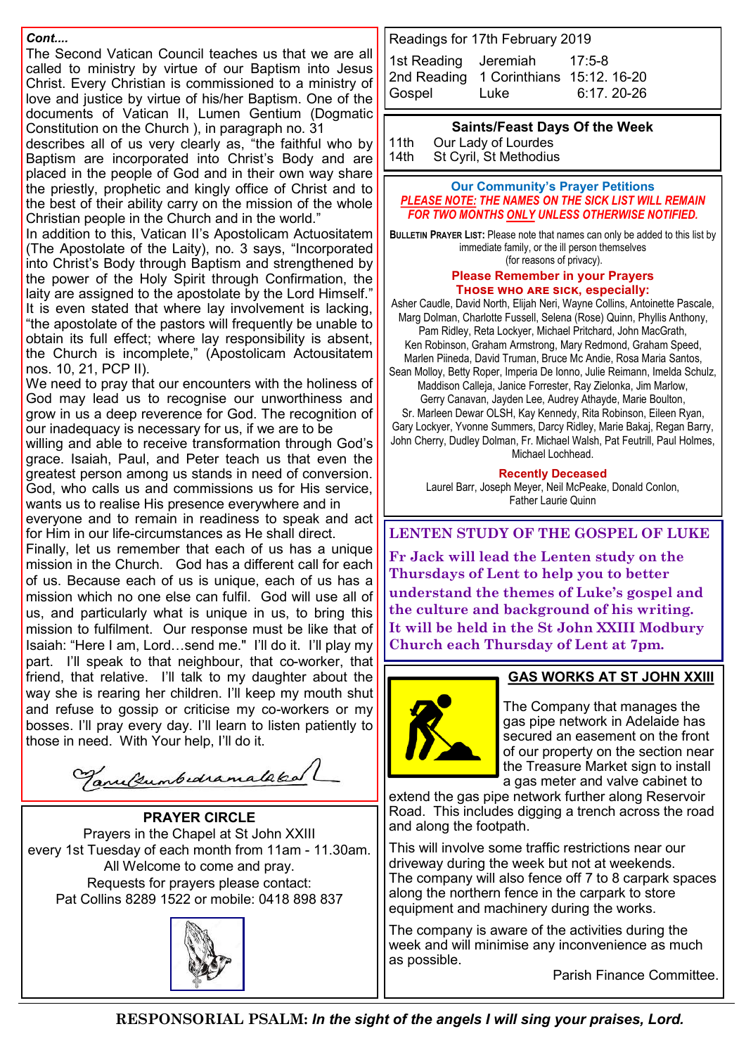*Cont....*

The Second Vatican Council teaches us that we are all called to ministry by virtue of our Baptism into Jesus Christ. Every Christian is commissioned to a ministry of love and justice by virtue of his/her Baptism. One of the documents of Vatican II, Lumen Gentium (Dogmatic Constitution on the Church ), in paragraph no. 31 describes all of us very clearly as, "the faithful who by Baptism are incorporated into Christ's Body and are placed in the people of God and in their own way share the priestly, prophetic and kingly office of Christ and to the best of their ability carry on the mission of the whole Christian people in the Church and in the world."

In addition to this, Vatican II's Apostolicam Actuositatem (The Apostolate of the Laity), no. 3 says, "Incorporated into Christ's Body through Baptism and strengthened by the power of the Holy Spirit through Confirmation, the laity are assigned to the apostolate by the Lord Himself." It is even stated that where lay involvement is lacking, "the apostolate of the pastors will frequently be unable to obtain its full effect; where lay responsibility is absent, the Church is incomplete," (Apostolicam Actousitatem nos. 10, 21, PCP II).

We need to pray that our encounters with the holiness of God may lead us to recognise our unworthiness and grow in us a deep reverence for God. The recognition of our inadequacy is necessary for us, if we are to be willing and able to receive transformation through God's grace. Isaiah, Paul, and Peter teach us that even the greatest person among us stands in need of conversion. God, who calls us and commissions us for His service, wants us to realise His presence everywhere and in everyone and to remain in readiness to speak and act for Him in our life-circumstances as He shall direct.

Finally, let us remember that each of us has a unique mission in the Church. God has a different call for each of us. Because each of us is unique, each of us has a mission which no one else can fulfil. God will use all of us, and particularly what is unique in us, to bring this mission to fulfilment. Our response must be like that of Isaiah: "Here I am, Lord…send me." I'll do it. I'll play my part. I'll speak to that neighbour, that co-worker, that friend, that relative. I'll talk to my daughter about the way she is rearing her children. I'll keep my mouth shut and refuse to gossip or criticise my co-workers or my bosses. I'll pray every day. I'll learn to listen patiently to those in need. With Your help, I'll do it.

*(signature)*

## PRAYER CIRCLE

Prayers in the Chapel at St John XXIII every 1st Tuesday of each month from 11am - 11.30am.
All Welcome to come and pray.
Requests for prayers please contact:
Pat Collins 8289 1522 or mobile: 0418 898 837

Readings for 17th February 2019

| | | |
|---|---|---|
| 1st Reading | Jeremiah | 17:5-8 |
| 2nd Reading | 1 Corinthians | 15:12. 16-20 |
| Gospel | Luke | 6:17. 20-26 |

### Saints/Feast Days Of the Week

11th Our Lady of Lourdes
14th St Cyril, St Methodius

### Our Community's Prayer Petitions

***PLEASE NOTE: THE NAMES ON THE SICK LIST WILL REMAIN FOR TWO MONTHS ONLY UNLESS OTHERWISE NOTIFIED.***

**Bulletin Prayer List:** Please note that names can only be added to this list by immediate family, or the ill person themselves (for reasons of privacy).

**Please Remember in your Prayers**
**Those who are sick, especially:**

Asher Caudle, David North, Elijah Neri, Wayne Collins, Antoinette Pascale, Marg Dolman, Charlotte Fussell, Selena (Rose) Quinn, Phyllis Anthony, Pam Ridley, Reta Lockyer, Michael Pritchard, John MacGrath, Ken Robinson, Graham Armstrong, Mary Redmond, Graham Speed, Marlen Piineda, David Truman, Bruce Mc Andie, Rosa Maria Santos, Sean Molloy, Betty Roper, Imperia De Ionno, Julie Reimann, Imelda Schulz, Maddison Calleja, Janice Forrester, Ray Zielonka, Jim Marlow, Gerry Canavan, Jayden Lee, Audrey Athayde, Marie Boulton, Sr. Marleen Dewar OLSH, Kay Kennedy, Rita Robinson, Eileen Ryan, Gary Lockyer, Yvonne Summers, Darcy Ridley, Marie Bakaj, Regan Barry, John Cherry, Dudley Dolman, Fr. Michael Walsh, Pat Feutrill, Paul Holmes, Michael Lochhead.

**Recently Deceased**
Laurel Barr, Joseph Meyer, Neil McPeake, Donald Conlon, Father Laurie Quinn

## LENTEN STUDY OF THE GOSPEL OF LUKE

**Fr Jack will lead the Lenten study on the Thursdays of Lent to help you to better understand the themes of Luke's gospel and the culture and background of his writing. It will be held in the St John XXIII Modbury Church each Thursday of Lent at 7pm.**

## GAS WORKS AT ST JOHN XXIII

The Company that manages the gas pipe network in Adelaide has secured an easement on the front of our property on the section near the Treasure Market sign to install a gas meter and valve cabinet to extend the gas pipe network further along Reservoir Road. This includes digging a trench across the road and along the footpath.

This will involve some traffic restrictions near our driveway during the week but not at weekends. The company will also fence off 7 to 8 carpark spaces along the northern fence in the carpark to store equipment and machinery during the works.

The company is aware of the activities during the week and will minimise any inconvenience as much as possible.

Parish Finance Committee.

**RESPONSORIAL PSALM:** ***In the sight of the angels I will sing your praises, Lord.***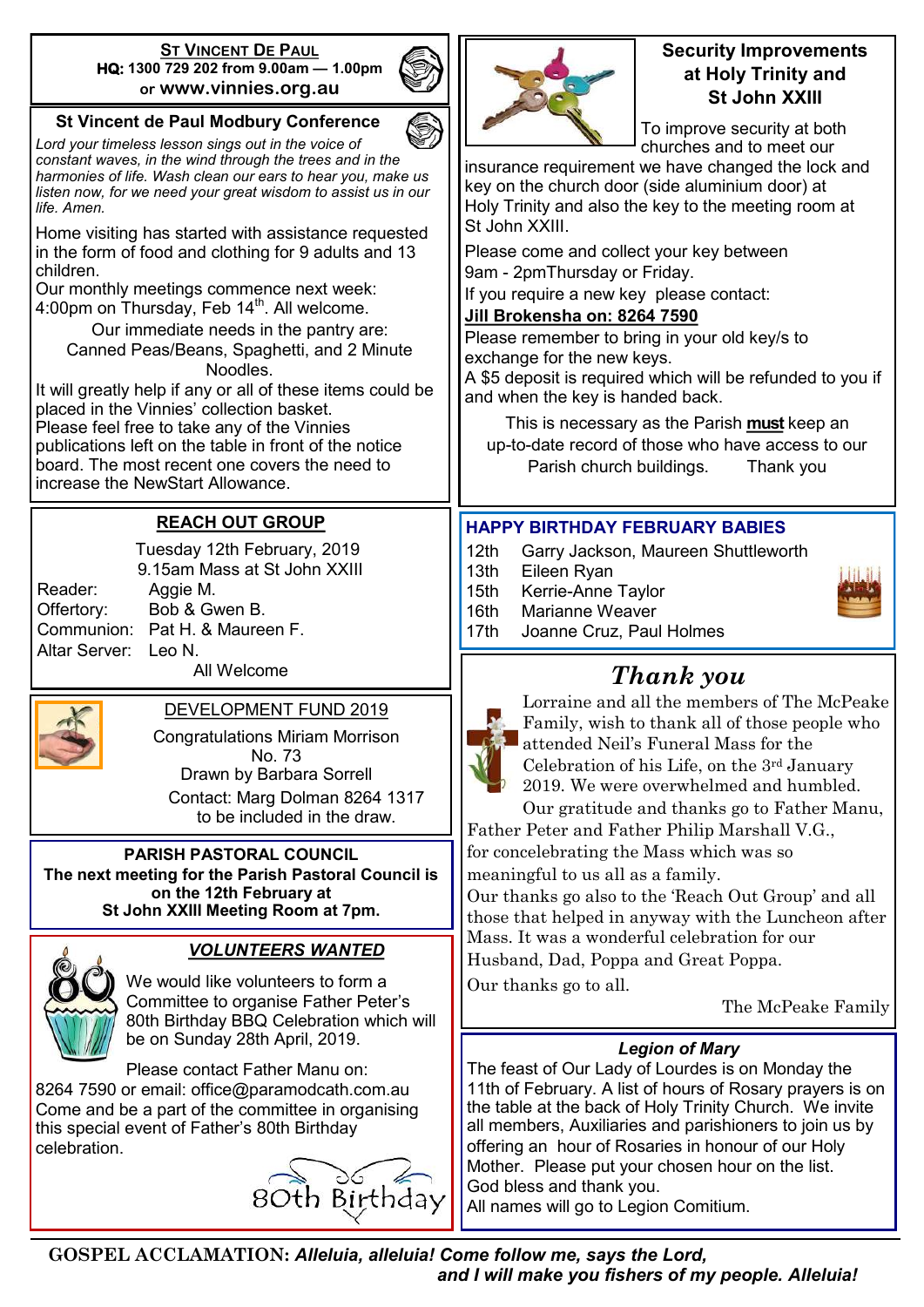## St Vincent De Paul

**HQ:** 1300 729 202 from 9.00am — 1.00pm or **www.vinnies.org.au**

## St Vincent de Paul Modbury Conference

*Lord your timeless lesson sings out in the voice of constant waves, in the wind through the trees and in the harmonies of life. Wash clean our ears to hear you, make us listen now, for we need your great wisdom to assist us in our life. Amen.*

Home visiting has started with assistance requested in the form of food and clothing for 9 adults and 13 children.

Our monthly meetings commence next week: 4:00pm on Thursday, Feb 14th. All welcome.

Our immediate needs in the pantry are: Canned Peas/Beans, Spaghetti, and 2 Minute Noodles.

It will greatly help if any or all of these items could be placed in the Vinnies' collection basket.

Please feel free to take any of the Vinnies publications left on the table in front of the notice board. The most recent one covers the need to increase the NewStart Allowance.

## REACH OUT GROUP

Tuesday 12th February, 2019

9.15am Mass at St John XXIII

Reader: Aggie M.

Offertory: Bob & Gwen B.

Communion: Pat H. & Maureen F.

Altar Server: Leo N.

All Welcome

## DEVELOPMENT FUND 2019

Congratulations Miriam Morrison

No. 73

Drawn by Barbara Sorrell

Contact: Marg Dolman 8264 1317 to be included in the draw.

## PARISH PASTORAL COUNCIL

**The next meeting for the Parish Pastoral Council is on the 12th February at St John XXIII Meeting Room at 7pm.**

## *VOLUNTEERS WANTED*

We would like volunteers to form a Committee to organise Father Peter's 80th Birthday BBQ Celebration which will be on Sunday 28th April, 2019.

Please contact Father Manu on: 8264 7590 or email: office@paramodcath.com.au

Come and be a part of the committee in organising this special event of Father's 80th Birthday celebration.

80th Birthday

## Security Improvements at Holy Trinity and St John XXIII

To improve security at both churches and to meet our insurance requirement we have changed the lock and key on the church door (side aluminium door) at Holy Trinity and also the key to the meeting room at St John XXIII.

Please come and collect your key between 9am - 2pmThursday or Friday.

If you require a new key please contact:

**Jill Brokensha on: 8264 7590**

Please remember to bring in your old key/s to exchange for the new keys.

A $5 deposit is required which will be refunded to you if and when the key is handed back.

This is necessary as the Parish **must** keep an up-to-date record of those who have access to our Parish church buildings. Thank you

## HAPPY BIRTHDAY FEBRUARY BABIES

12th Garry Jackson, Maureen Shuttleworth

13th Eileen Ryan

15th Kerrie-Anne Taylor

16th Marianne Weaver

17th Joanne Cruz, Paul Holmes

## *Thank you*

Lorraine and all the members of The McPeake Family, wish to thank all of those people who attended Neil's Funeral Mass for the Celebration of his Life, on the 3rd January 2019. We were overwhelmed and humbled.

Our gratitude and thanks go to Father Manu, Father Peter and Father Philip Marshall V.G., for concelebrating the Mass which was so meaningful to us all as a family.

Our thanks go also to the 'Reach Out Group' and all those that helped in anyway with the Luncheon after Mass. It was a wonderful celebration for our Husband, Dad, Poppa and Great Poppa.

Our thanks go to all.

The McPeake Family

## *Legion of Mary*

The feast of Our Lady of Lourdes is on Monday the 11th of February. A list of hours of Rosary prayers is on the table at the back of Holy Trinity Church. We invite all members, Auxiliaries and parishioners to join us by offering an hour of Rosaries in honour of our Holy Mother. Please put your chosen hour on the list.

God bless and thank you.

All names will go to Legion Comitium.

---

**GOSPEL ACCLAMATION:** ***Alleluia, alleluia! Come follow me, says the Lord, and I will make you fishers of my people. Alleluia!***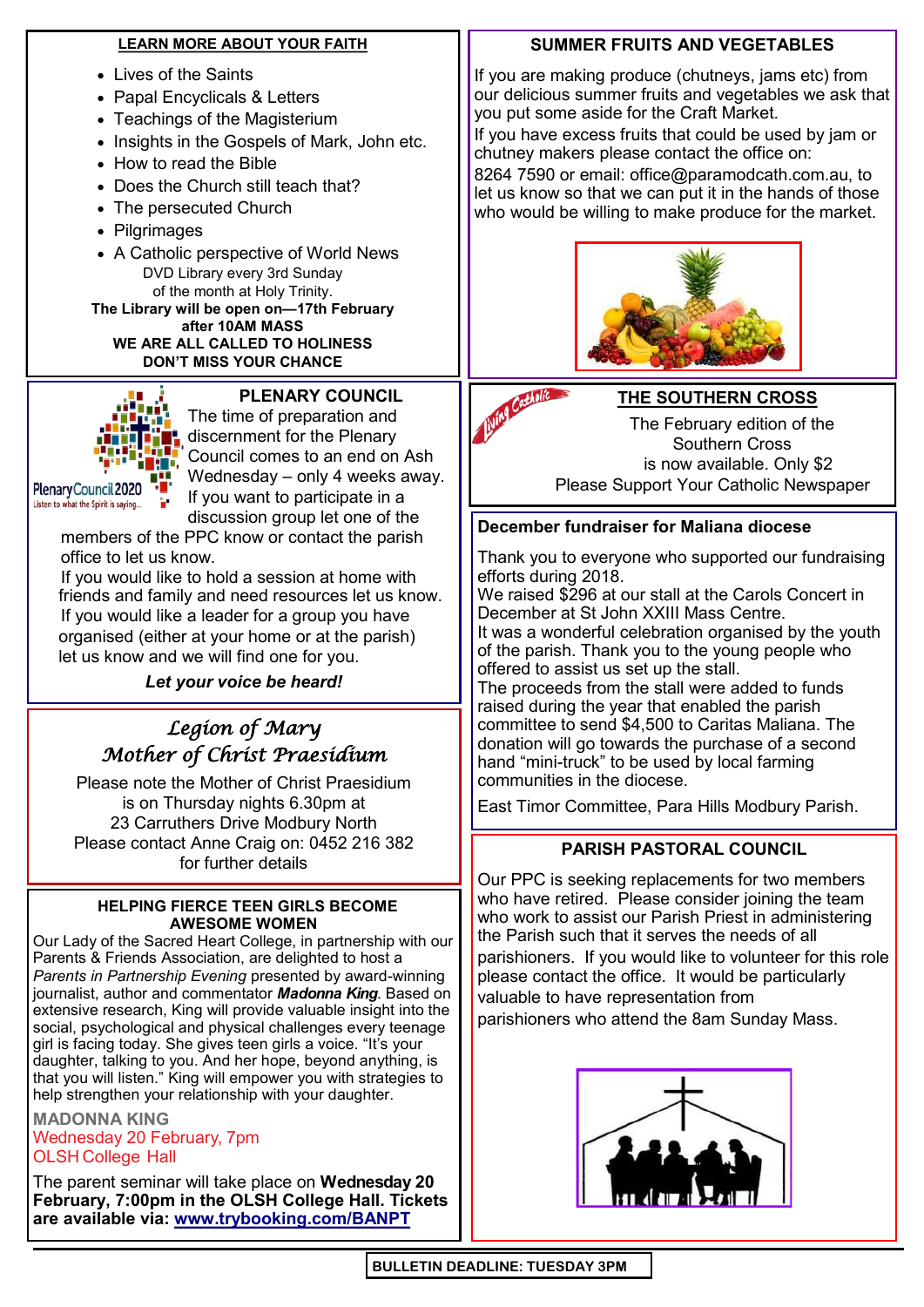## LEARN MORE ABOUT YOUR FAITH

- Lives of the Saints
- Papal Encyclicals & Letters
- Teachings of the Magisterium
- Insights in the Gospels of Mark, John etc.
- How to read the Bible
- Does the Church still teach that?
- The persecuted Church
- Pilgrimages
- A Catholic perspective of World News

DVD Library every 3rd Sunday of the month at Holy Trinity.

**The Library will be open on—17th February after 10AM MASS**

**WE ARE ALL CALLED TO HOLINESS**

**DON'T MISS YOUR CHANCE**

## PLENARY COUNCIL

PlenaryCouncil2020
Listen to what the Spirit is saying...

The time of preparation and discernment for the Plenary Council comes to an end on Ash Wednesday – only 4 weeks away. If you want to participate in a discussion group let one of the members of the PPC know or contact the parish office to let us know.

If you would like to hold a session at home with friends and family and need resources let us know.

If you would like a leader for a group you have organised (either at your home or at the parish) let us know and we will find one for you.

***Let your voice be heard!***

## *Legion of Mary*
## *Mother of Christ Praesidium*

Please note the Mother of Christ Praesidium is on Thursday nights 6.30pm at 23 Carruthers Drive Modbury North

Please contact Anne Craig on: 0452 216 382 for further details

## HELPING FIERCE TEEN GIRLS BECOME AWESOME WOMEN

Our Lady of the Sacred Heart College, in partnership with our Parents & Friends Association, are delighted to host a *Parents in Partnership Evening* presented by award-winning journalist, author and commentator ***Madonna King***. Based on extensive research, King will provide valuable insight into the social, psychological and physical challenges every teenage girl is facing today. She gives teen girls a voice. "It's your daughter, talking to you. And her hope, beyond anything, is that you will listen." King will empower you with strategies to help strengthen your relationship with your daughter.

**MADONNA KING**
Wednesday 20 February, 7pm
OLSH College Hall

The parent seminar will take place on **Wednesday 20 February, 7:00pm in the OLSH College Hall. Tickets are available via: www.trybooking.com/BANPT**

## SUMMER FRUITS AND VEGETABLES

If you are making produce (chutneys, jams etc) from our delicious summer fruits and vegetables we ask that you put some aside for the Craft Market.

If you have excess fruits that could be used by jam or chutney makers please contact the office on: 8264 7590 or email: office@paramodcath.com.au, to let us know so that we can put it in the hands of those who would be willing to make produce for the market.

## THE SOUTHERN CROSS

Living Catholic

The February edition of the Southern Cross is now available. Only $2

Please Support Your Catholic Newspaper

## December fundraiser for Maliana diocese

Thank you to everyone who supported our fundraising efforts during 2018.

We raised $296 at our stall at the Carols Concert in December at St John XXIII Mass Centre.

It was a wonderful celebration organised by the youth of the parish. Thank you to the young people who offered to assist us set up the stall.

The proceeds from the stall were added to funds raised during the year that enabled the parish committee to send $4,500 to Caritas Maliana. The donation will go towards the purchase of a second hand "mini-truck" to be used by local farming communities in the diocese.

East Timor Committee, Para Hills Modbury Parish.

## PARISH PASTORAL COUNCIL

Our PPC is seeking replacements for two members who have retired. Please consider joining the team who work to assist our Parish Priest in administering the Parish such that it serves the needs of all parishioners. If you would like to volunteer for this role please contact the office. It would be particularly valuable to have representation from parishioners who attend the 8am Sunday Mass.

**BULLETIN DEADLINE: TUESDAY 3PM**